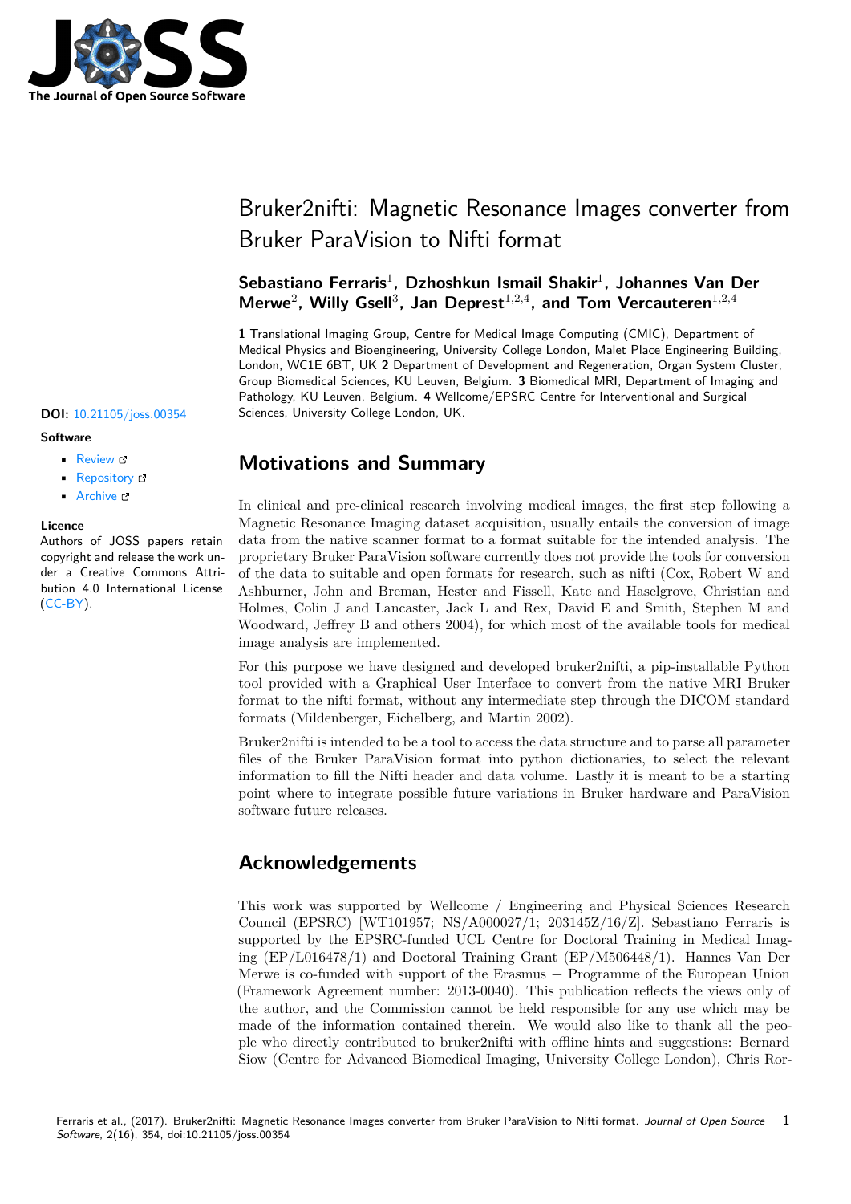# Bruker2nifti: Magnetic Resonance Images converter from Bruker ParaVision to Nifti format

**Sebastiano Ferraris**[1]**, Dzhoshkun Ismail Shakir**[1]**, Johannes Van Der Merwe**[2]**, Willy Gsell**[3]**, Jan Deprest**[1,2,4]**, and Tom Vercauteren**[1,2,4]

**1** Translational Imaging Group, Centre for Medical Image Computing (CMIC), Department of Medical Physics and Bioengineering, University College London, Malet Place Engineering Building, London, WC1E 6BT, UK **2** Department of Development and Regeneration, Organ System Cluster, Group Biomedical Sciences, KU Leuven, Belgium. **3** Biomedical MRI, Department of Imaging and Pathology, KU Leuven, Belgium. **4** Wellcome/EPSRC Centre for Interventional and Surgical Sciences, University College London, UK.

**DOI:** 10.21105/joss.00354

**Software**

- Review
- Repository
- Archive

**Licence**

Authors of JOSS papers retain copyright and release the work under a Creative Commons Attribution 4.0 International License (CC-BY).

## Motivations and Summary

In clinical and pre-clinical research involving medical images, the first step following a Magnetic Resonance Imaging dataset acquisition, usually entails the conversion of image data from the native scanner format to a format suitable for the intended analysis. The proprietary Bruker ParaVision software currently does not provide the tools for conversion of the data to suitable and open formats for research, such as nifti (Cox, Robert W and Ashburner, John and Breman, Hester and Fissell, Kate and Haselgrove, Christian and Holmes, Colin J and Lancaster, Jack L and Rex, David E and Smith, Stephen M and Woodward, Jeffrey B and others 2004), for which most of the available tools for medical image analysis are implemented.

For this purpose we have designed and developed bruker2nifti, a pip-installable Python tool provided with a Graphical User Interface to convert from the native MRI Bruker format to the nifti format, without any intermediate step through the DICOM standard formats (Mildenberger, Eichelberg, and Martin 2002).

Bruker2nifti is intended to be a tool to access the data structure and to parse all parameter files of the Bruker ParaVision format into python dictionaries, to select the relevant information to fill the Nifti header and data volume. Lastly it is meant to be a starting point where to integrate possible future variations in Bruker hardware and ParaVision software future releases.

## Acknowledgements

This work was supported by Wellcome / Engineering and Physical Sciences Research Council (EPSRC) [WT101957; NS/A000027/1; 203145Z/16/Z]. Sebastiano Ferraris is supported by the EPSRC-funded UCL Centre for Doctoral Training in Medical Imaging (EP/L016478/1) and Doctoral Training Grant (EP/M506448/1). Hannes Van Der Merwe is co-funded with support of the Erasmus + Programme of the European Union (Framework Agreement number: 2013-0040). This publication reflects the views only of the author, and the Commission cannot be held responsible for any use which may be made of the information contained therein. We would also like to thank all the people who directly contributed to bruker2nifti with offline hints and suggestions: Bernard Siow (Centre for Advanced Biomedical Imaging, University College London), Chris Ror-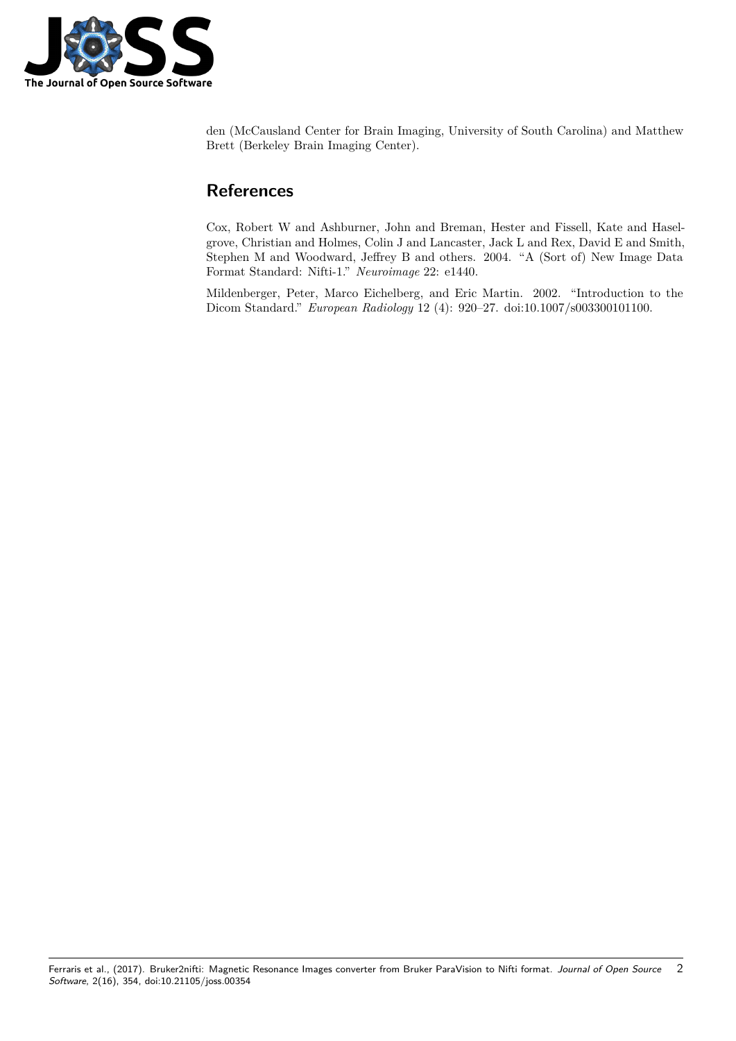den (McCausland Center for Brain Imaging, University of South Carolina) and Matthew Brett (Berkeley Brain Imaging Center).

## References

Cox, Robert W and Ashburner, John and Breman, Hester and Fissell, Kate and Haselgrove, Christian and Holmes, Colin J and Lancaster, Jack L and Rex, David E and Smith, Stephen M and Woodward, Jeffrey B and others. 2004. "A (Sort of) New Image Data Format Standard: Nifti-1." *Neuroimage* 22: e1440.

Mildenberger, Peter, Marco Eichelberg, and Eric Martin. 2002. "Introduction to the Dicom Standard." *European Radiology* 12 (4): 920–27. doi:10.1007/s003300101100.